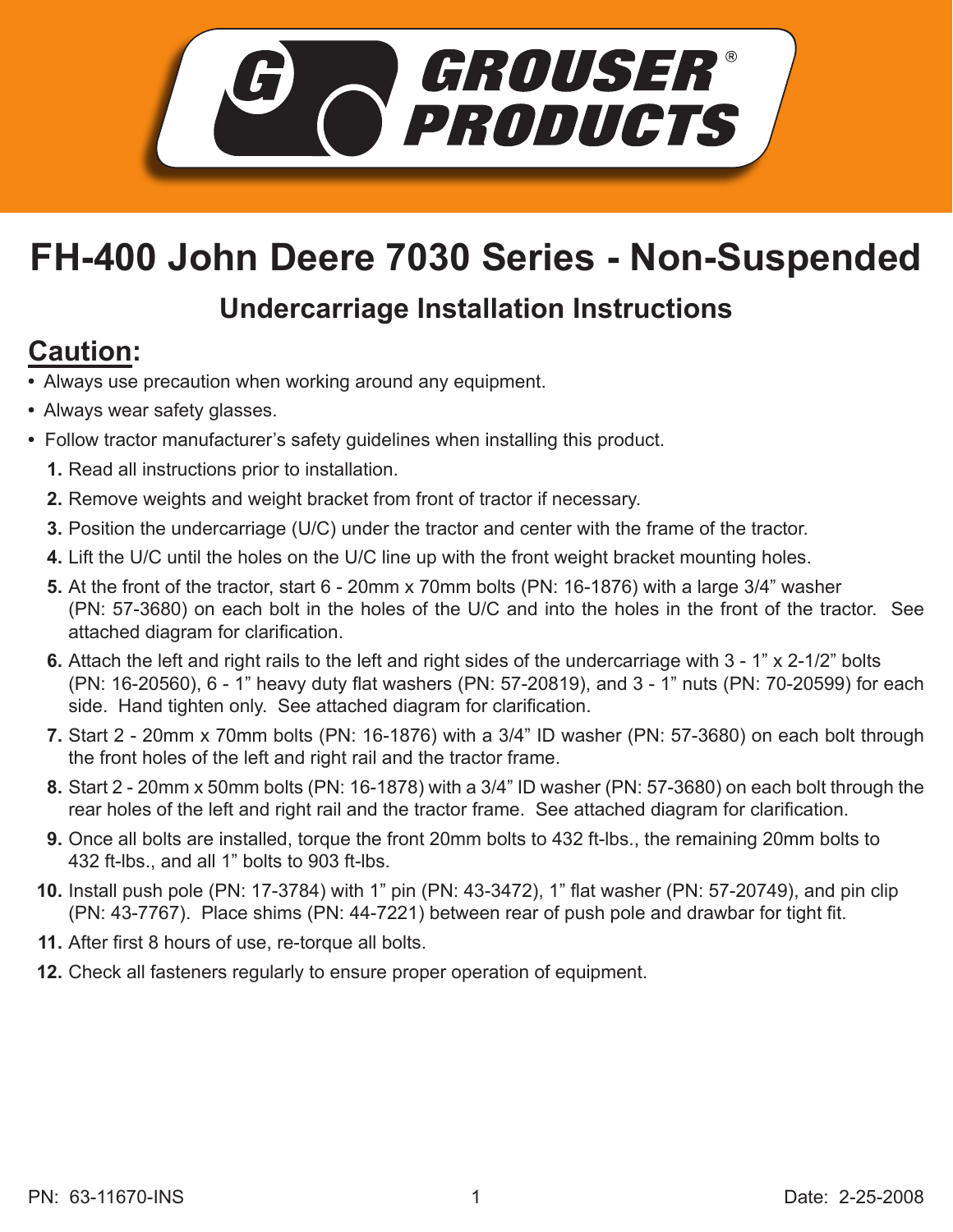GROUSER® PRODUCTS

# FH-400 John Deere 7030 Series - Non-Suspended

## Undercarriage Installation Instructions

## Caution:

- Always use precaution when working around any equipment.
- Always wear safety glasses.
- Follow tractor manufacturer's safety guidelines when installing this product.

1. Read all instructions prior to installation.
2. Remove weights and weight bracket from front of tractor if necessary.
3. Position the undercarriage (U/C) under the tractor and center with the frame of the tractor.
4. Lift the U/C until the holes on the U/C line up with the front weight bracket mounting holes.
5. At the front of the tractor, start 6 - 20mm x 70mm bolts (PN: 16-1876) with a large 3/4" washer (PN: 57-3680) on each bolt in the holes of the U/C and into the holes in the front of the tractor. See attached diagram for clarification.
6. Attach the left and right rails to the left and right sides of the undercarriage with 3 - 1" x 2-1/2" bolts (PN: 16-20560), 6 - 1" heavy duty flat washers (PN: 57-20819), and 3 - 1" nuts (PN: 70-20599) for each side. Hand tighten only. See attached diagram for clarification.
7. Start 2 - 20mm x 70mm bolts (PN: 16-1876) with a 3/4" ID washer (PN: 57-3680) on each bolt through the front holes of the left and right rail and the tractor frame.
8. Start 2 - 20mm x 50mm bolts (PN: 16-1878) with a 3/4" ID washer (PN: 57-3680) on each bolt through the rear holes of the left and right rail and the tractor frame. See attached diagram for clarification.
9. Once all bolts are installed, torque the front 20mm bolts to 432 ft-lbs., the remaining 20mm bolts to 432 ft-lbs., and all 1" bolts to 903 ft-lbs.
10. Install push pole (PN: 17-3784) with 1" pin (PN: 43-3472), 1" flat washer (PN: 57-20749), and pin clip (PN: 43-7767). Place shims (PN: 44-7221) between rear of push pole and drawbar for tight fit.
11. After first 8 hours of use, re-torque all bolts.
12. Check all fasteners regularly to ensure proper operation of equipment.

PN: 63-11670-INS

Date: 2-25-2008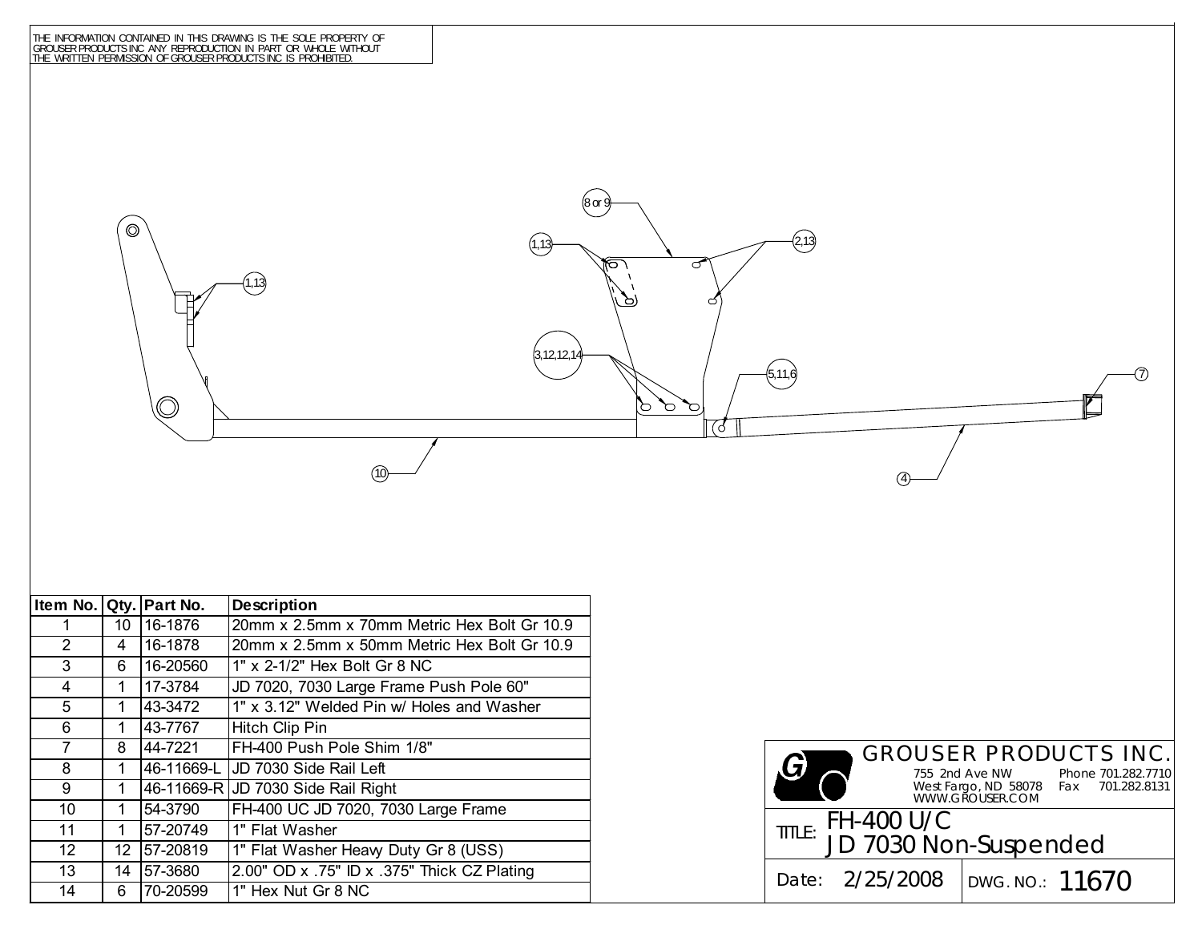THE INFORMATION CONTAINED IN THIS DRAWING IS THE SOLE PROPERTY OF GROUSER PRODUCTS INC ANY REPRODUCTION IN PART OR WHOLE WITHOUT THE WRITTEN PERMISSION OF GROUSER PRODUCTS INC IS PROHIBITED.

8 or 9

1,13

2,13

1,13

3,12,12,14

5,11,6

7

10

4

| Item No. | Qty. | Part No. | Description |
|---|---|---|---|
| 1 | 10 | 16-1876 | 20mm x 2.5mm x 70mm Metric Hex Bolt Gr 10.9 |
| 2 | 4 | 16-1878 | 20mm x 2.5mm x 50mm Metric Hex Bolt Gr 10.9 |
| 3 | 6 | 16-20560 | 1" x 2-1/2" Hex Bolt Gr 8 NC |
| 4 | 1 | 17-3784 | JD 7020, 7030 Large Frame Push Pole 60" |
| 5 | 1 | 43-3472 | 1" x 3.12" Welded Pin w/ Holes and Washer |
| 6 | 1 | 43-7767 | Hitch Clip Pin |
| 7 | 8 | 44-7221 | FH-400 Push Pole Shim 1/8" |
| 8 | 1 | 46-11669-L | JD 7030 Side Rail Left |
| 9 | 1 | 46-11669-R | JD 7030 Side Rail Right |
| 10 | 1 | 54-3790 | FH-400 UC JD 7020, 7030 Large Frame |
| 11 | 1 | 57-20749 | 1" Flat Washer |
| 12 | 12 | 57-20819 | 1" Flat Washer Heavy Duty Gr 8 (USS) |
| 13 | 14 | 57-3680 | 2.00" OD x .75" ID x .375" Thick CZ Plating |
| 14 | 6 | 70-20599 | 1" Hex Nut Gr 8 NC |

GROUSER PRODUCTS INC.
755 2nd Ave NW
West Fargo, ND 58078
WWW.GROUSER.COM
Phone 701.282.7710
Fax 701.282.8131

TITLE: FH-400 U/C
JD 7030 Non-Suspended

Date: 2/25/2008

DWG. NO.: 11670